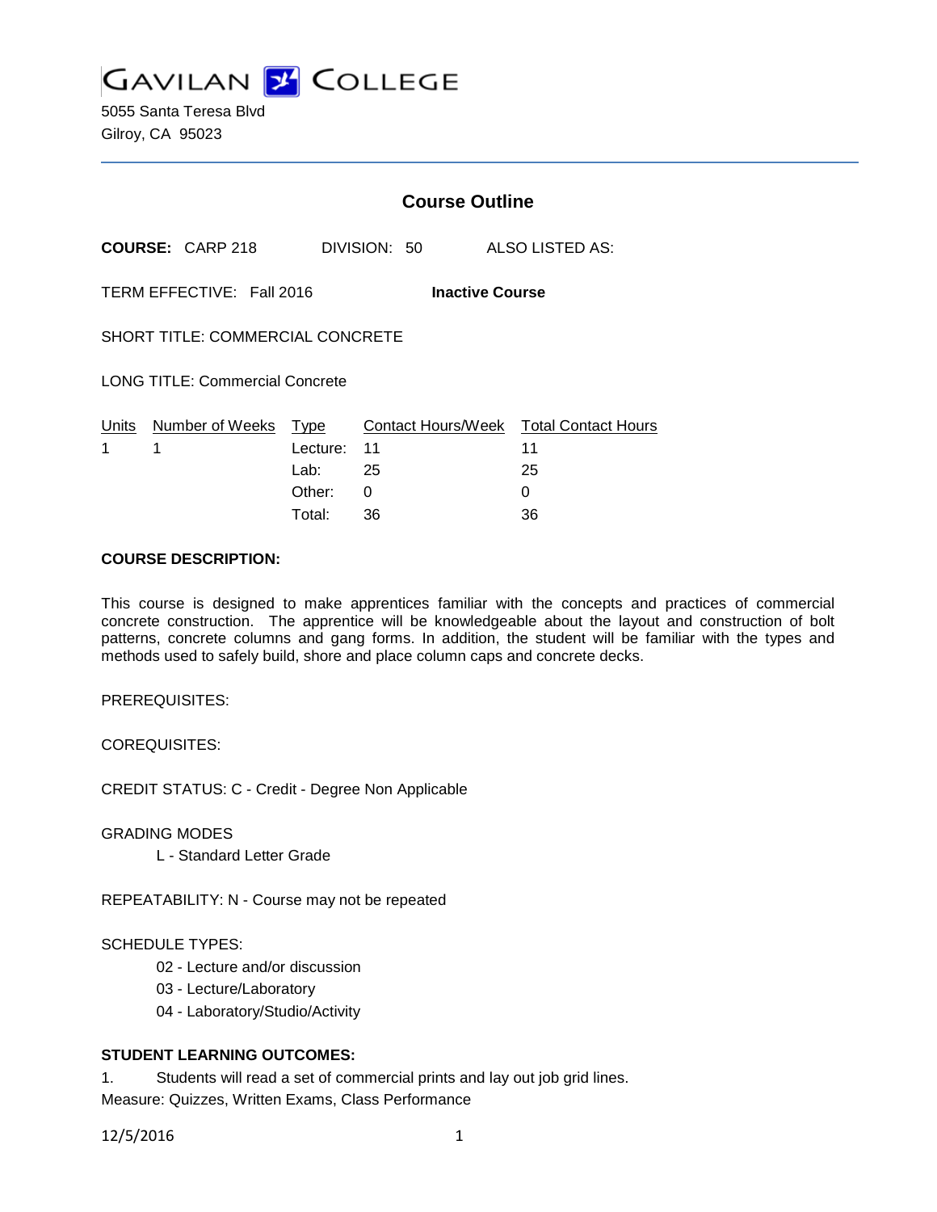# GAVILAN COLLEGE

5055 Santa Teresa Blvd
Gilroy, CA 95023

## Course Outline

**COURSE:** CARP 218 DIVISION: 50 ALSO LISTED AS:

TERM EFFECTIVE: Fall 2016 **Inactive Course**

SHORT TITLE: COMMERCIAL CONCRETE

LONG TITLE: Commercial Concrete

| Units | Number of Weeks | Type | Contact Hours/Week | Total Contact Hours |
|---|---|---|---|---|
| 1 | 1 | Lecture: | 11 | 11 |
| | | Lab: | 25 | 25 |
| | | Other: | 0 | 0 |
| | | Total: | 36 | 36 |

**COURSE DESCRIPTION:**

This course is designed to make apprentices familiar with the concepts and practices of commercial concrete construction. The apprentice will be knowledgeable about the layout and construction of bolt patterns, concrete columns and gang forms. In addition, the student will be familiar with the types and methods used to safely build, shore and place column caps and concrete decks.

PREREQUISITES:

COREQUISITES:

CREDIT STATUS: C - Credit - Degree Non Applicable

GRADING MODES

L - Standard Letter Grade

REPEATABILITY: N - Course may not be repeated

SCHEDULE TYPES:

02 - Lecture and/or discussion
03 - Lecture/Laboratory
04 - Laboratory/Studio/Activity

**STUDENT LEARNING OUTCOMES:**

1. Students will read a set of commercial prints and lay out job grid lines.
Measure: Quizzes, Written Exams, Class Performance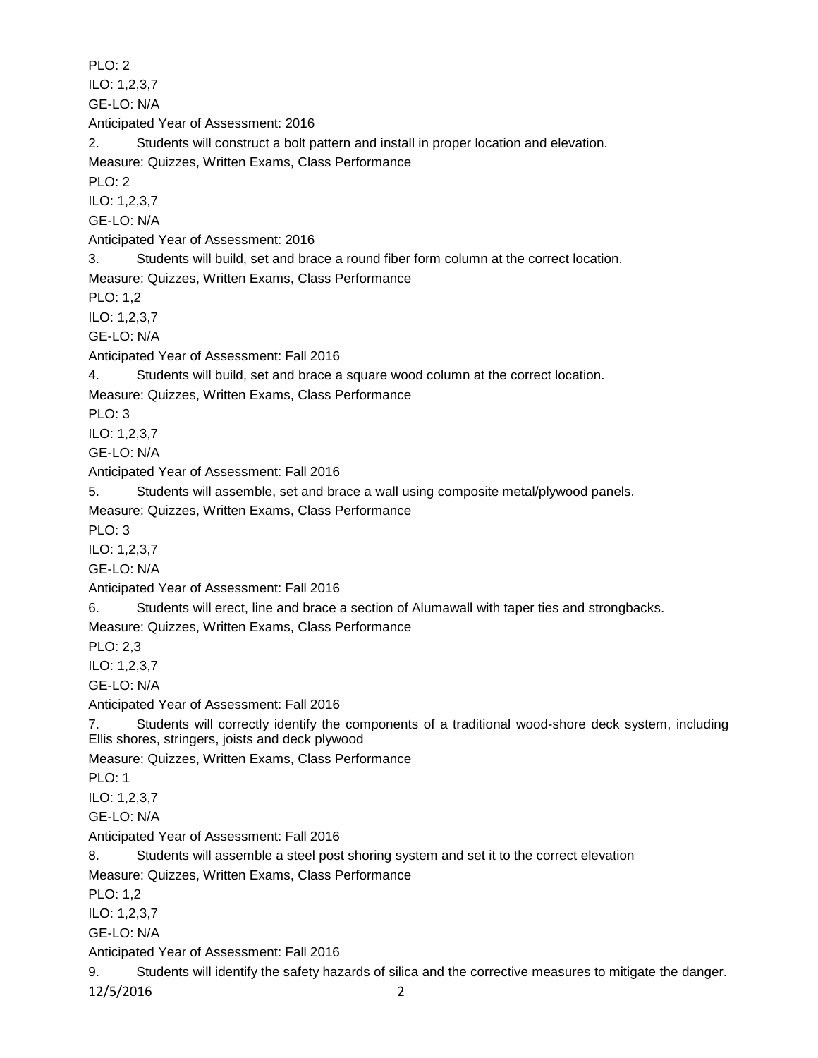PLO: 2

ILO: 1,2,3,7

GE-LO: N/A

Anticipated Year of Assessment: 2016

2. Students will construct a bolt pattern and install in proper location and elevation.

Measure: Quizzes, Written Exams, Class Performance

PLO: 2

ILO: 1,2,3,7

GE-LO: N/A

Anticipated Year of Assessment: 2016

3. Students will build, set and brace a round fiber form column at the correct location.

Measure: Quizzes, Written Exams, Class Performance

PLO: 1,2

ILO: 1,2,3,7

GE-LO: N/A

Anticipated Year of Assessment: Fall 2016

4. Students will build, set and brace a square wood column at the correct location.

Measure: Quizzes, Written Exams, Class Performance

PLO: 3

ILO: 1,2,3,7

GE-LO: N/A

Anticipated Year of Assessment: Fall 2016

5. Students will assemble, set and brace a wall using composite metal/plywood panels.

Measure: Quizzes, Written Exams, Class Performance

PLO: 3

ILO: 1,2,3,7

GE-LO: N/A

Anticipated Year of Assessment: Fall 2016

6. Students will erect, line and brace a section of Alumawall with taper ties and strongbacks.

Measure: Quizzes, Written Exams, Class Performance

PLO: 2,3

ILO: 1,2,3,7

GE-LO: N/A

Anticipated Year of Assessment: Fall 2016

7. Students will correctly identify the components of a traditional wood-shore deck system, including Ellis shores, stringers, joists and deck plywood

Measure: Quizzes, Written Exams, Class Performance

PLO: 1

ILO: 1,2,3,7

GE-LO: N/A

Anticipated Year of Assessment: Fall 2016

8. Students will assemble a steel post shoring system and set it to the correct elevation

Measure: Quizzes, Written Exams, Class Performance

PLO: 1,2

ILO: 1,2,3,7

GE-LO: N/A

Anticipated Year of Assessment: Fall 2016

9. Students will identify the safety hazards of silica and the corrective measures to mitigate the danger.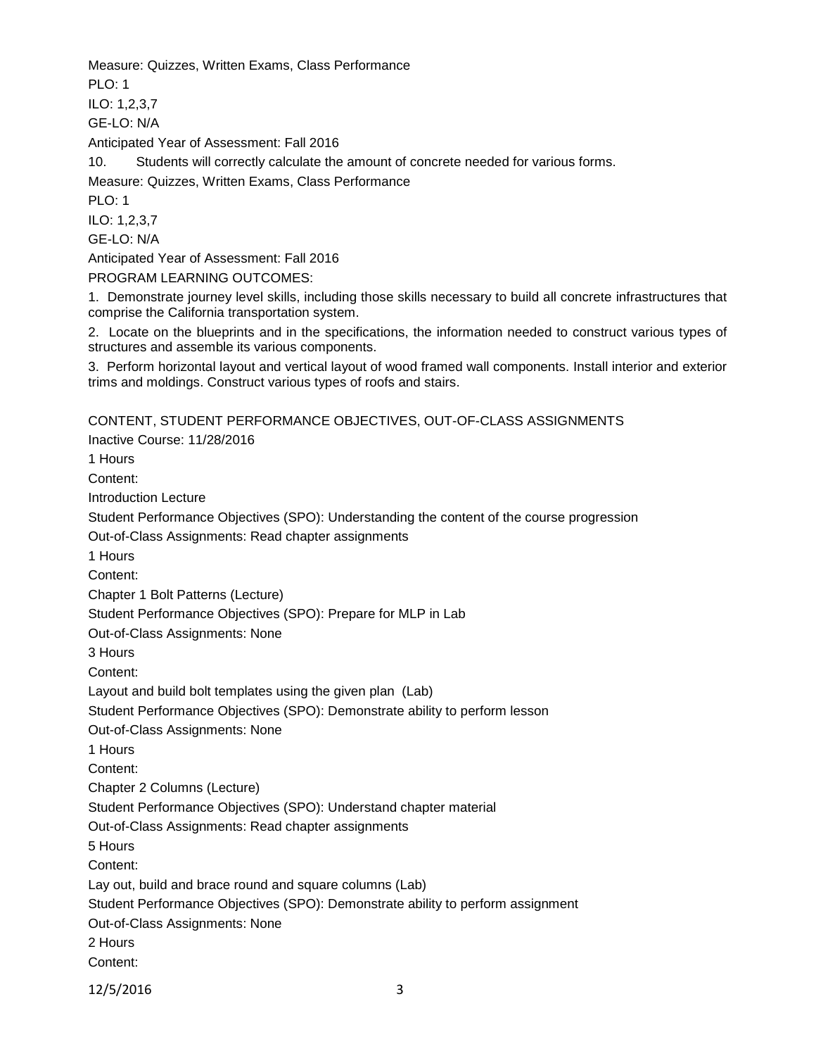Measure: Quizzes, Written Exams, Class Performance

PLO: 1

ILO: 1,2,3,7

GE-LO: N/A

Anticipated Year of Assessment: Fall 2016

10. Students will correctly calculate the amount of concrete needed for various forms.

Measure: Quizzes, Written Exams, Class Performance

PLO: 1

ILO: 1,2,3,7

GE-LO: N/A

Anticipated Year of Assessment: Fall 2016

PROGRAM LEARNING OUTCOMES:

1. Demonstrate journey level skills, including those skills necessary to build all concrete infrastructures that comprise the California transportation system.
2. Locate on the blueprints and in the specifications, the information needed to construct various types of structures and assemble its various components.
3. Perform horizontal layout and vertical layout of wood framed wall components. Install interior and exterior trims and moldings. Construct various types of roofs and stairs.

CONTENT, STUDENT PERFORMANCE OBJECTIVES, OUT-OF-CLASS ASSIGNMENTS

Inactive Course: 11/28/2016

1 Hours

Content:

Introduction Lecture

Student Performance Objectives (SPO): Understanding the content of the course progression

Out-of-Class Assignments: Read chapter assignments

1 Hours

Content:

Chapter 1 Bolt Patterns (Lecture)

Student Performance Objectives (SPO): Prepare for MLP in Lab

Out-of-Class Assignments: None

3 Hours

Content:

Layout and build bolt templates using the given plan (Lab)

Student Performance Objectives (SPO): Demonstrate ability to perform lesson

Out-of-Class Assignments: None

1 Hours

Content:

Chapter 2 Columns (Lecture)

Student Performance Objectives (SPO): Understand chapter material

Out-of-Class Assignments: Read chapter assignments

5 Hours

Content:

Lay out, build and brace round and square columns (Lab)

Student Performance Objectives (SPO): Demonstrate ability to perform assignment

Out-of-Class Assignments: None

2 Hours

Content: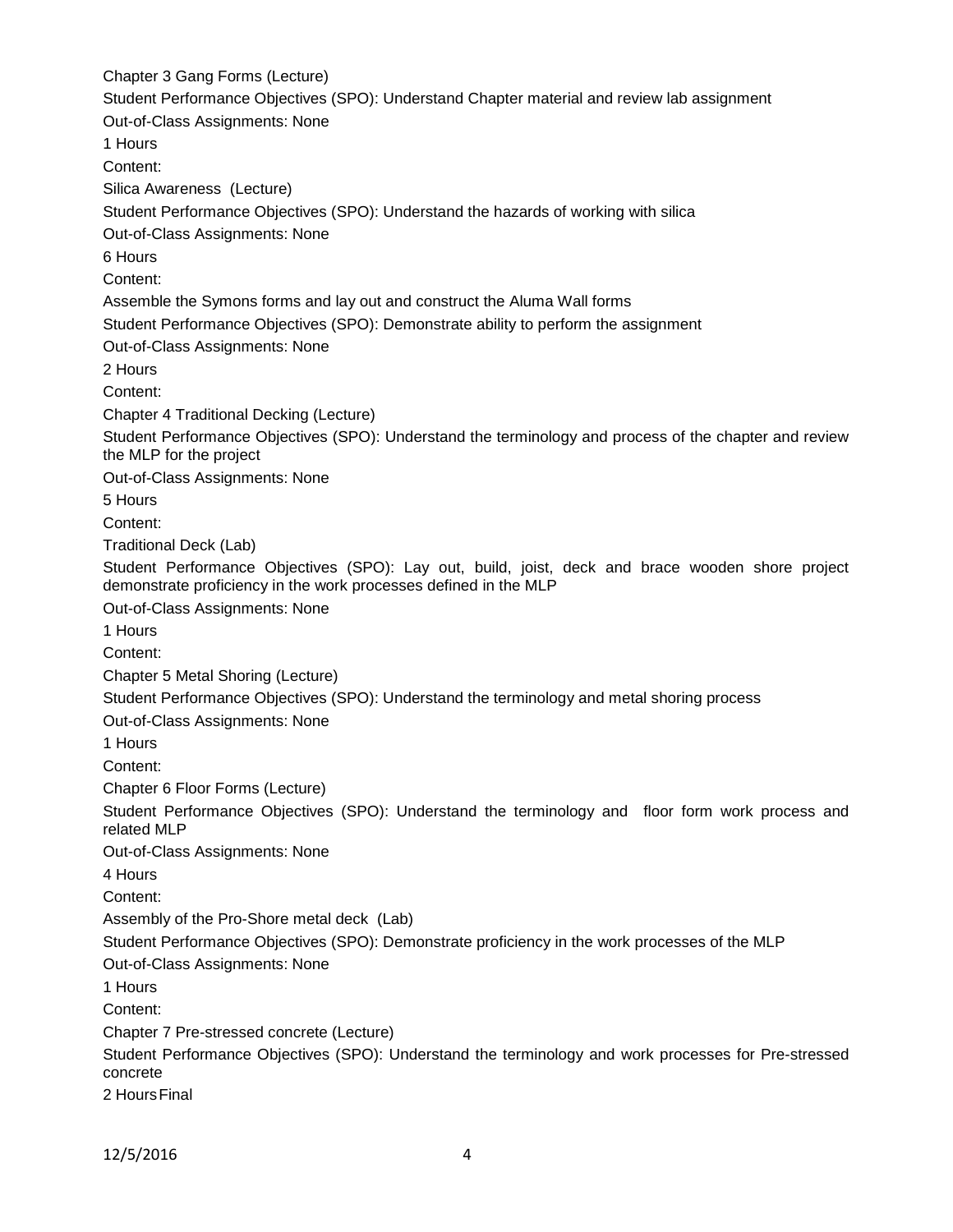Chapter 3 Gang Forms (Lecture)

Student Performance Objectives (SPO): Understand Chapter material and review lab assignment

Out-of-Class Assignments: None

1 Hours

Content:

Silica Awareness (Lecture)

Student Performance Objectives (SPO): Understand the hazards of working with silica

Out-of-Class Assignments: None

6 Hours

Content:

Assemble the Symons forms and lay out and construct the Aluma Wall forms

Student Performance Objectives (SPO): Demonstrate ability to perform the assignment

Out-of-Class Assignments: None

2 Hours

Content:

Chapter 4 Traditional Decking (Lecture)

Student Performance Objectives (SPO): Understand the terminology and process of the chapter and review the MLP for the project

Out-of-Class Assignments: None

5 Hours

Content:

Traditional Deck (Lab)

Student Performance Objectives (SPO): Lay out, build, joist, deck and brace wooden shore project demonstrate proficiency in the work processes defined in the MLP

Out-of-Class Assignments: None

1 Hours

Content:

Chapter 5 Metal Shoring (Lecture)

Student Performance Objectives (SPO): Understand the terminology and metal shoring process

Out-of-Class Assignments: None

1 Hours

Content:

Chapter 6 Floor Forms (Lecture)

Student Performance Objectives (SPO): Understand the terminology and floor form work process and related MLP

Out-of-Class Assignments: None

4 Hours

Content:

Assembly of the Pro-Shore metal deck (Lab)

Student Performance Objectives (SPO): Demonstrate proficiency in the work processes of the MLP

Out-of-Class Assignments: None

1 Hours

Content:

Chapter 7 Pre-stressed concrete (Lecture)

Student Performance Objectives (SPO): Understand the terminology and work processes for Pre-stressed concrete

2 Hours Final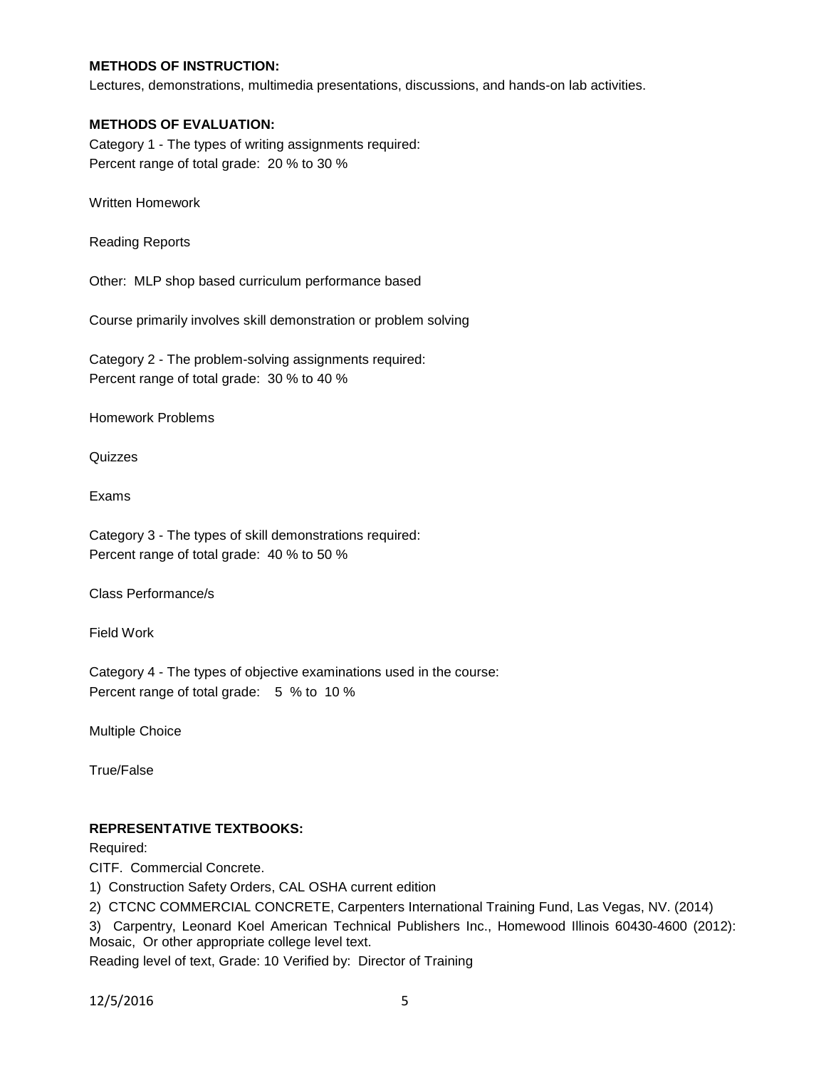**METHODS OF INSTRUCTION:**

Lectures, demonstrations, multimedia presentations, discussions, and hands-on lab activities.

**METHODS OF EVALUATION:**

Category 1 - The types of writing assignments required:
Percent range of total grade: 20 % to 30 %

Written Homework

Reading Reports

Other: MLP shop based curriculum performance based

Course primarily involves skill demonstration or problem solving

Category 2 - The problem-solving assignments required:
Percent range of total grade: 30 % to 40 %

Homework Problems

Quizzes

Exams

Category 3 - The types of skill demonstrations required:
Percent range of total grade: 40 % to 50 %

Class Performance/s

Field Work

Category 4 - The types of objective examinations used in the course:
Percent range of total grade: 5 % to 10 %

Multiple Choice

True/False

**REPRESENTATIVE TEXTBOOKS:**

Required:

CITF. Commercial Concrete.

1) Construction Safety Orders, CAL OSHA current edition

2) CTCNC COMMERCIAL CONCRETE, Carpenters International Training Fund, Las Vegas, NV. (2014)

3) Carpentry, Leonard Koel American Technical Publishers Inc., Homewood Illinois 60430-4600 (2012): Mosaic, Or other appropriate college level text.

Reading level of text, Grade: 10 Verified by: Director of Training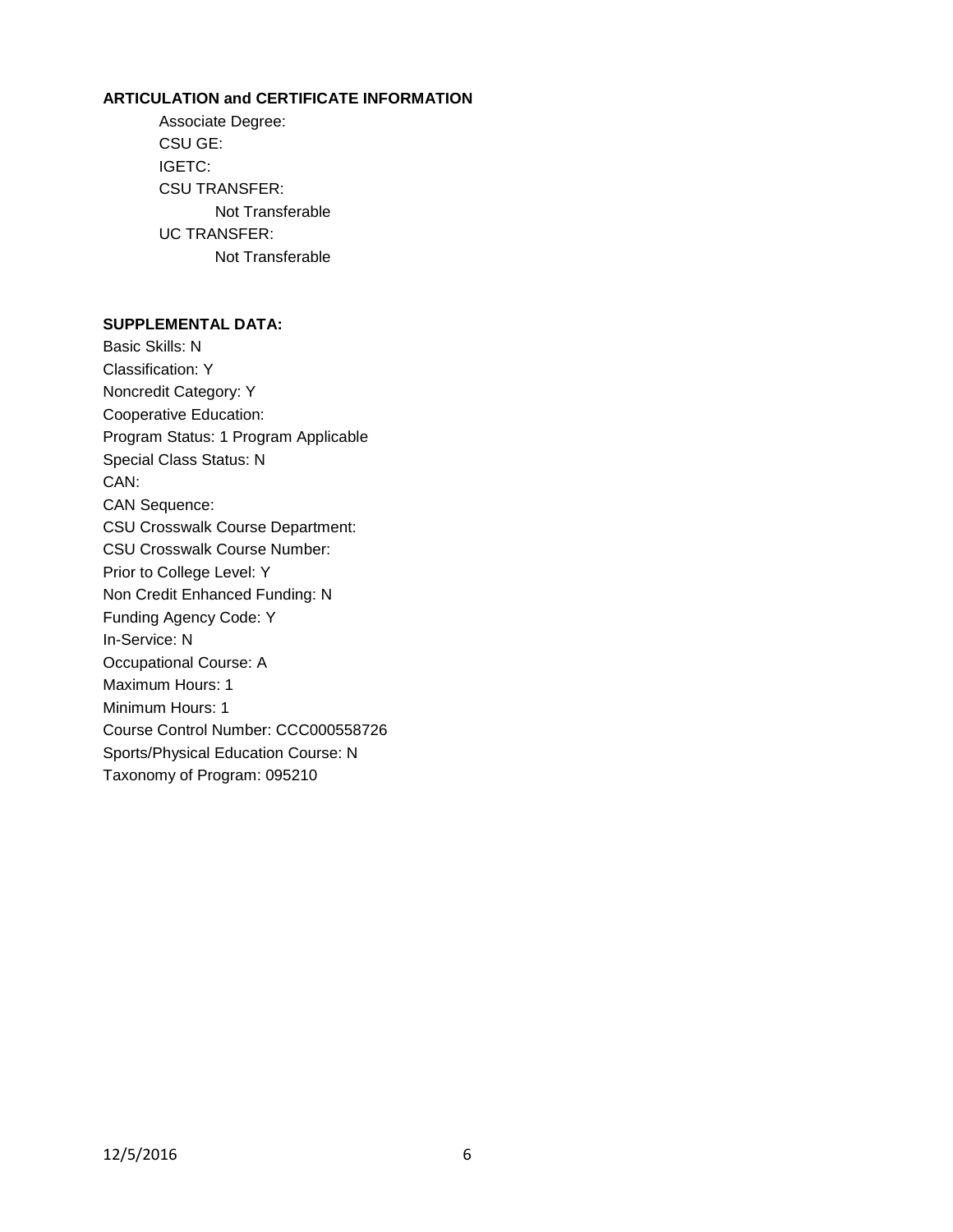**ARTICULATION and CERTIFICATE INFORMATION**

Associate Degree:
CSU GE:
IGETC:
CSU TRANSFER:
  Not Transferable
UC TRANSFER:
  Not Transferable

**SUPPLEMENTAL DATA:**

Basic Skills: N
Classification: Y
Noncredit Category: Y
Cooperative Education:
Program Status: 1 Program Applicable
Special Class Status: N
CAN:
CAN Sequence:
CSU Crosswalk Course Department:
CSU Crosswalk Course Number:
Prior to College Level: Y
Non Credit Enhanced Funding: N
Funding Agency Code: Y
In-Service: N
Occupational Course: A
Maximum Hours: 1
Minimum Hours: 1
Course Control Number: CCC000558726
Sports/Physical Education Course: N
Taxonomy of Program: 095210

12/5/2016